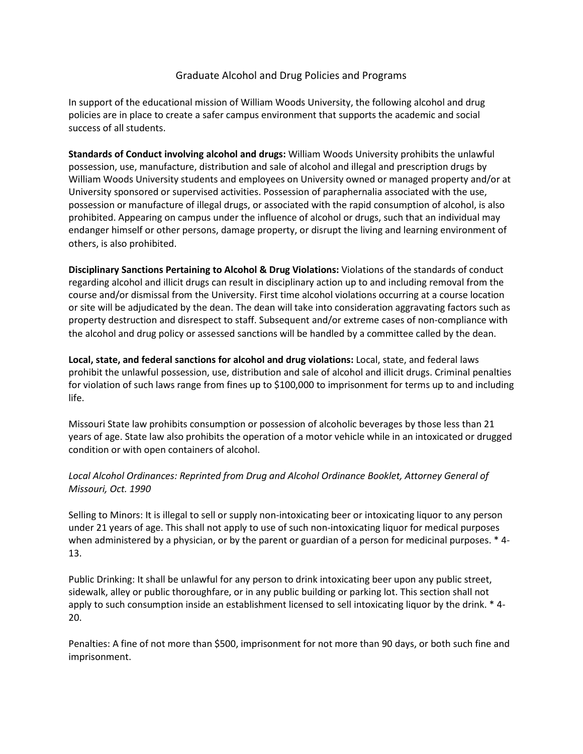# Graduate Alcohol and Drug Policies and Programs

In support of the educational mission of William Woods University, the following alcohol and drug policies are in place to create a safer campus environment that supports the academic and social success of all students.

**Standards of Conduct involving alcohol and drugs:** William Woods University prohibits the unlawful possession, use, manufacture, distribution and sale of alcohol and illegal and prescription drugs by William Woods University students and employees on University owned or managed property and/or at University sponsored or supervised activities. Possession of paraphernalia associated with the use, possession or manufacture of illegal drugs, or associated with the rapid consumption of alcohol, is also prohibited. Appearing on campus under the influence of alcohol or drugs, such that an individual may endanger himself or other persons, damage property, or disrupt the living and learning environment of others, is also prohibited.

**Disciplinary Sanctions Pertaining to Alcohol & Drug Violations:** Violations of the standards of conduct regarding alcohol and illicit drugs can result in disciplinary action up to and including removal from the course and/or dismissal from the University. First time alcohol violations occurring at a course location or site will be adjudicated by the dean. The dean will take into consideration aggravating factors such as property destruction and disrespect to staff. Subsequent and/or extreme cases of non-compliance with the alcohol and drug policy or assessed sanctions will be handled by a committee called by the dean.

**Local, state, and federal sanctions for alcohol and drug violations:** Local, state, and federal laws prohibit the unlawful possession, use, distribution and sale of alcohol and illicit drugs. Criminal penalties for violation of such laws range from fines up to $100,000 to imprisonment for terms up to and including life.

Missouri State law prohibits consumption or possession of alcoholic beverages by those less than 21 years of age. State law also prohibits the operation of a motor vehicle while in an intoxicated or drugged condition or with open containers of alcohol.

*Local Alcohol Ordinances: Reprinted from Drug and Alcohol Ordinance Booklet, Attorney General of Missouri, Oct. 1990*

Selling to Minors: It is illegal to sell or supply non-intoxicating beer or intoxicating liquor to any person under 21 years of age. This shall not apply to use of such non-intoxicating liquor for medical purposes when administered by a physician, or by the parent or guardian of a person for medicinal purposes. * 4-13.

Public Drinking: It shall be unlawful for any person to drink intoxicating beer upon any public street, sidewalk, alley or public thoroughfare, or in any public building or parking lot. This section shall not apply to such consumption inside an establishment licensed to sell intoxicating liquor by the drink. * 4-20.

Penalties: A fine of not more than $500, imprisonment for not more than 90 days, or both such fine and imprisonment.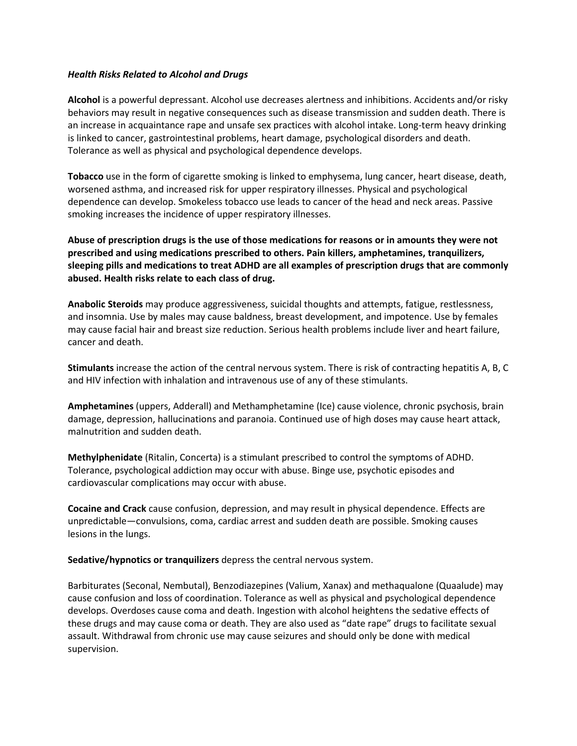***Health Risks Related to Alcohol and Drugs***

**Alcohol** is a powerful depressant. Alcohol use decreases alertness and inhibitions. Accidents and/or risky behaviors may result in negative consequences such as disease transmission and sudden death. There is an increase in acquaintance rape and unsafe sex practices with alcohol intake. Long-term heavy drinking is linked to cancer, gastrointestinal problems, heart damage, psychological disorders and death. Tolerance as well as physical and psychological dependence develops.

**Tobacco** use in the form of cigarette smoking is linked to emphysema, lung cancer, heart disease, death, worsened asthma, and increased risk for upper respiratory illnesses. Physical and psychological dependence can develop. Smokeless tobacco use leads to cancer of the head and neck areas. Passive smoking increases the incidence of upper respiratory illnesses.

**Abuse of prescription drugs is the use of those medications for reasons or in amounts they were not prescribed and using medications prescribed to others. Pain killers, amphetamines, tranquilizers, sleeping pills and medications to treat ADHD are all examples of prescription drugs that are commonly abused. Health risks relate to each class of drug.**

**Anabolic Steroids** may produce aggressiveness, suicidal thoughts and attempts, fatigue, restlessness, and insomnia. Use by males may cause baldness, breast development, and impotence. Use by females may cause facial hair and breast size reduction. Serious health problems include liver and heart failure, cancer and death.

**Stimulants** increase the action of the central nervous system. There is risk of contracting hepatitis A, B, C and HIV infection with inhalation and intravenous use of any of these stimulants.

**Amphetamines** (uppers, Adderall) and Methamphetamine (Ice) cause violence, chronic psychosis, brain damage, depression, hallucinations and paranoia. Continued use of high doses may cause heart attack, malnutrition and sudden death.

**Methylphenidate** (Ritalin, Concerta) is a stimulant prescribed to control the symptoms of ADHD. Tolerance, psychological addiction may occur with abuse. Binge use, psychotic episodes and cardiovascular complications may occur with abuse.

**Cocaine and Crack** cause confusion, depression, and may result in physical dependence. Effects are unpredictable—convulsions, coma, cardiac arrest and sudden death are possible. Smoking causes lesions in the lungs.

**Sedative/hypnotics or tranquilizers** depress the central nervous system.

Barbiturates (Seconal, Nembutal), Benzodiazepines (Valium, Xanax) and methaqualone (Quaalude) may cause confusion and loss of coordination. Tolerance as well as physical and psychological dependence develops. Overdoses cause coma and death. Ingestion with alcohol heightens the sedative effects of these drugs and may cause coma or death. They are also used as "date rape" drugs to facilitate sexual assault. Withdrawal from chronic use may cause seizures and should only be done with medical supervision.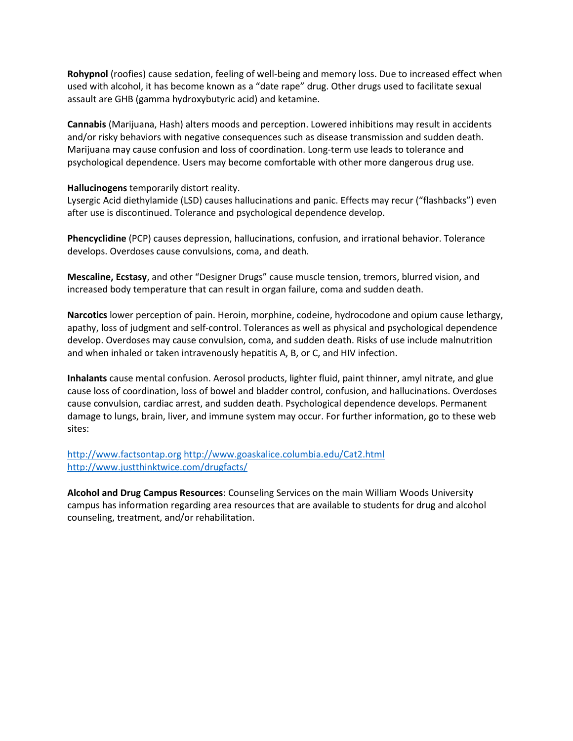**Rohypnol** (roofies) cause sedation, feeling of well-being and memory loss. Due to increased effect when used with alcohol, it has become known as a "date rape" drug. Other drugs used to facilitate sexual assault are GHB (gamma hydroxybutyric acid) and ketamine.

**Cannabis** (Marijuana, Hash) alters moods and perception. Lowered inhibitions may result in accidents and/or risky behaviors with negative consequences such as disease transmission and sudden death. Marijuana may cause confusion and loss of coordination. Long-term use leads to tolerance and psychological dependence. Users may become comfortable with other more dangerous drug use.

**Hallucinogens** temporarily distort reality.
Lysergic Acid diethylamide (LSD) causes hallucinations and panic. Effects may recur ("flashbacks") even after use is discontinued. Tolerance and psychological dependence develop.

**Phencyclidine** (PCP) causes depression, hallucinations, confusion, and irrational behavior. Tolerance develops. Overdoses cause convulsions, coma, and death.

**Mescaline, Ecstasy**, and other "Designer Drugs" cause muscle tension, tremors, blurred vision, and increased body temperature that can result in organ failure, coma and sudden death.

**Narcotics** lower perception of pain. Heroin, morphine, codeine, hydrocodone and opium cause lethargy, apathy, loss of judgment and self-control. Tolerances as well as physical and psychological dependence develop. Overdoses may cause convulsion, coma, and sudden death. Risks of use include malnutrition and when inhaled or taken intravenously hepatitis A, B, or C, and HIV infection.

**Inhalants** cause mental confusion. Aerosol products, lighter fluid, paint thinner, amyl nitrate, and glue cause loss of coordination, loss of bowel and bladder control, confusion, and hallucinations. Overdoses cause convulsion, cardiac arrest, and sudden death. Psychological dependence develops. Permanent damage to lungs, brain, liver, and immune system may occur. For further information, go to these web sites:

http://www.factsontap.org http://www.goaskalice.columbia.edu/Cat2.html
http://www.justthinktwice.com/drugfacts/

**Alcohol and Drug Campus Resources**: Counseling Services on the main William Woods University campus has information regarding area resources that are available to students for drug and alcohol counseling, treatment, and/or rehabilitation.